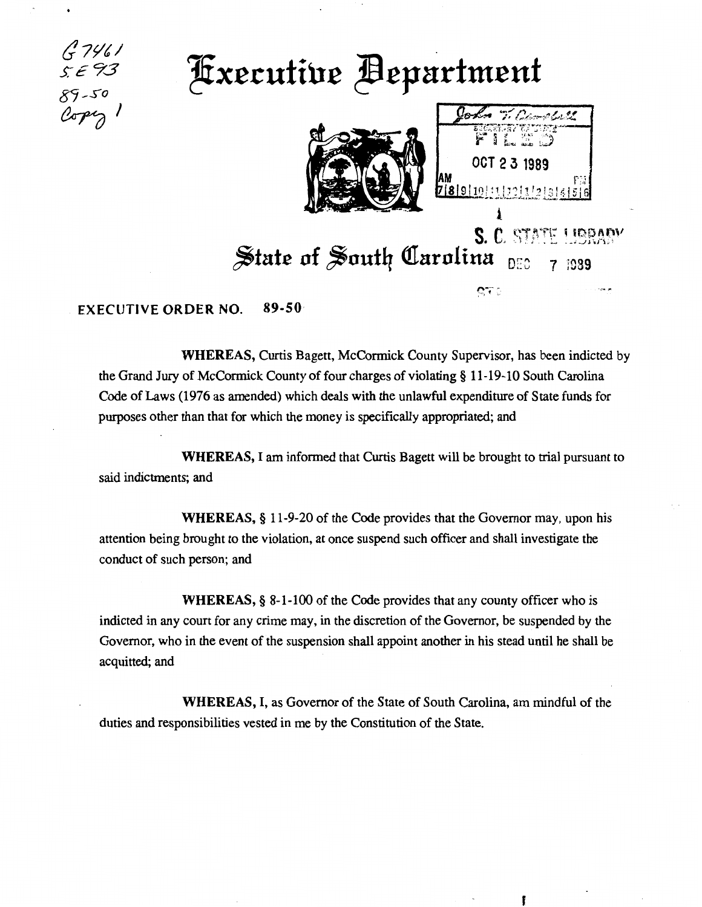G7461
SE 93
89-50
Copy 1

# Executive Department

John T. Campbell
SECRETARY OF STATE
FILED
OCT 23 1989
AM 7|8|9|10|11|12|1|2|3|4|5|6 PM

S. C. STATE LIBRARY
DEC 7 1989

# State of South Carolina

**EXECUTIVE ORDER NO. 89-50**

**WHEREAS,** Curtis Bagett, McCormick County Supervisor, has been indicted by the Grand Jury of McCormick County of four charges of violating § 11-19-10 South Carolina Code of Laws (1976 as amended) which deals with the unlawful expenditure of State funds for purposes other than that for which the money is specifically appropriated; and

**WHEREAS,** I am informed that Curtis Bagett will be brought to trial pursuant to said indictments; and

**WHEREAS,** § 11-9-20 of the Code provides that the Governor may, upon his attention being brought to the violation, at once suspend such officer and shall investigate the conduct of such person; and

**WHEREAS,** § 8-1-100 of the Code provides that any county officer who is indicted in any court for any crime may, in the discretion of the Governor, be suspended by the Governor, who in the event of the suspension shall appoint another in his stead until he shall be acquitted; and

**WHEREAS,** I, as Governor of the State of South Carolina, am mindful of the duties and responsibilities vested in me by the Constitution of the State.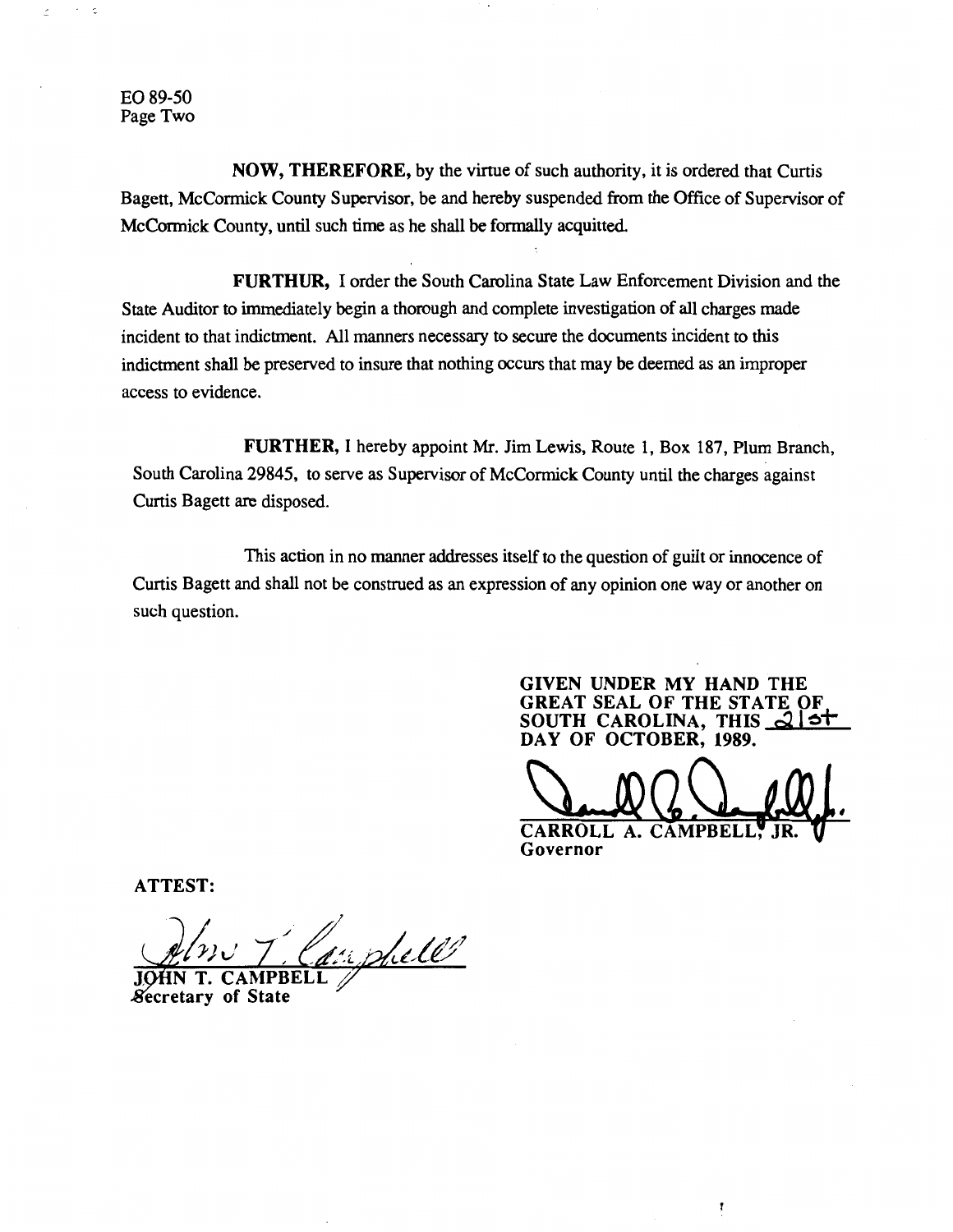EO 89-50
Page Two

**NOW, THEREFORE,** by the virtue of such authority, it is ordered that Curtis Bagett, McCormick County Supervisor, be and hereby suspended from the Office of Supervisor of McCormick County, until such time as he shall be formally acquitted.

**FURTHUR,** I order the South Carolina State Law Enforcement Division and the State Auditor to immediately begin a thorough and complete investigation of all charges made incident to that indictment. All manners necessary to secure the documents incident to this indictment shall be preserved to insure that nothing occurs that may be deemed as an improper access to evidence.

**FURTHER,** I hereby appoint Mr. Jim Lewis, Route 1, Box 187, Plum Branch, South Carolina 29845, to serve as Supervisor of McCormick County until the charges against Curtis Bagett are disposed.

This action in no manner addresses itself to the question of guilt or innocence of Curtis Bagett and shall not be construed as an expression of any opinion one way or another on such question.

**GIVEN UNDER MY HAND THE GREAT SEAL OF THE STATE OF SOUTH CAROLINA, THIS 21st DAY OF OCTOBER, 1989.**

**CARROLL A. CAMPBELL, JR.**
**Governor**

**ATTEST:**

**JOHN T. CAMPBELL**
**Secretary of State**